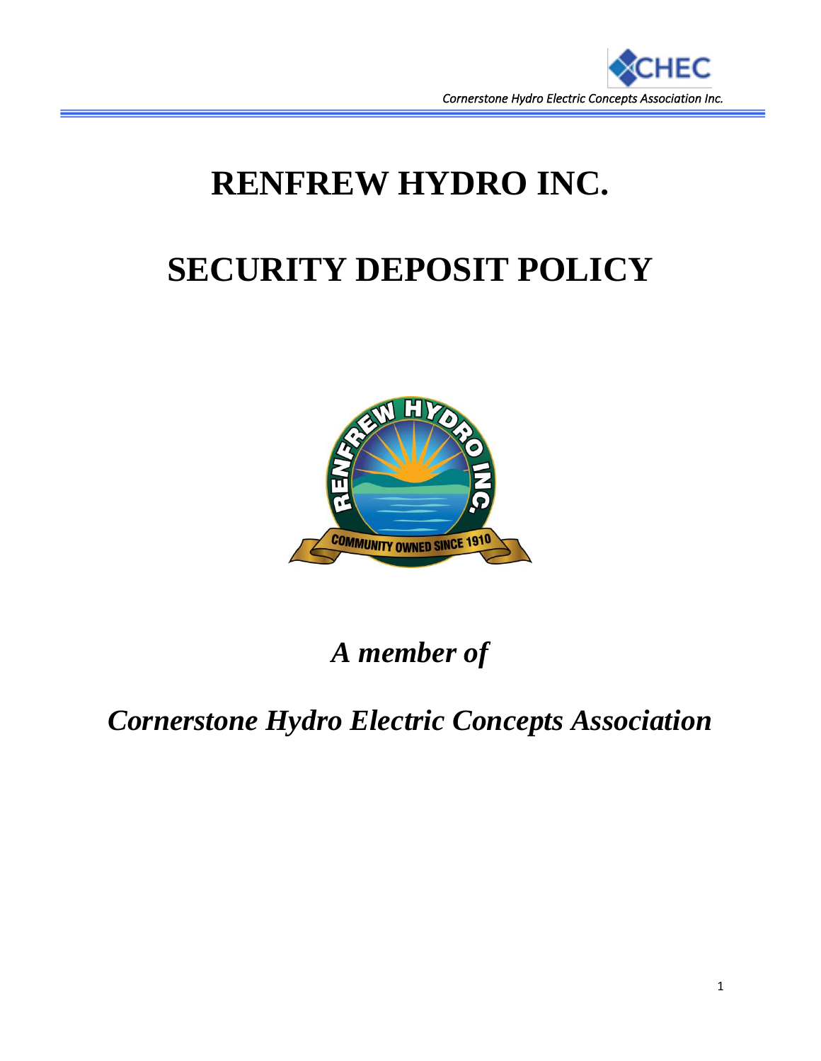# RENFREW HYDRO INC.

# SECURITY DEPOSIT POLICY

*A member of*

*Cornerstone Hydro Electric Concepts Association*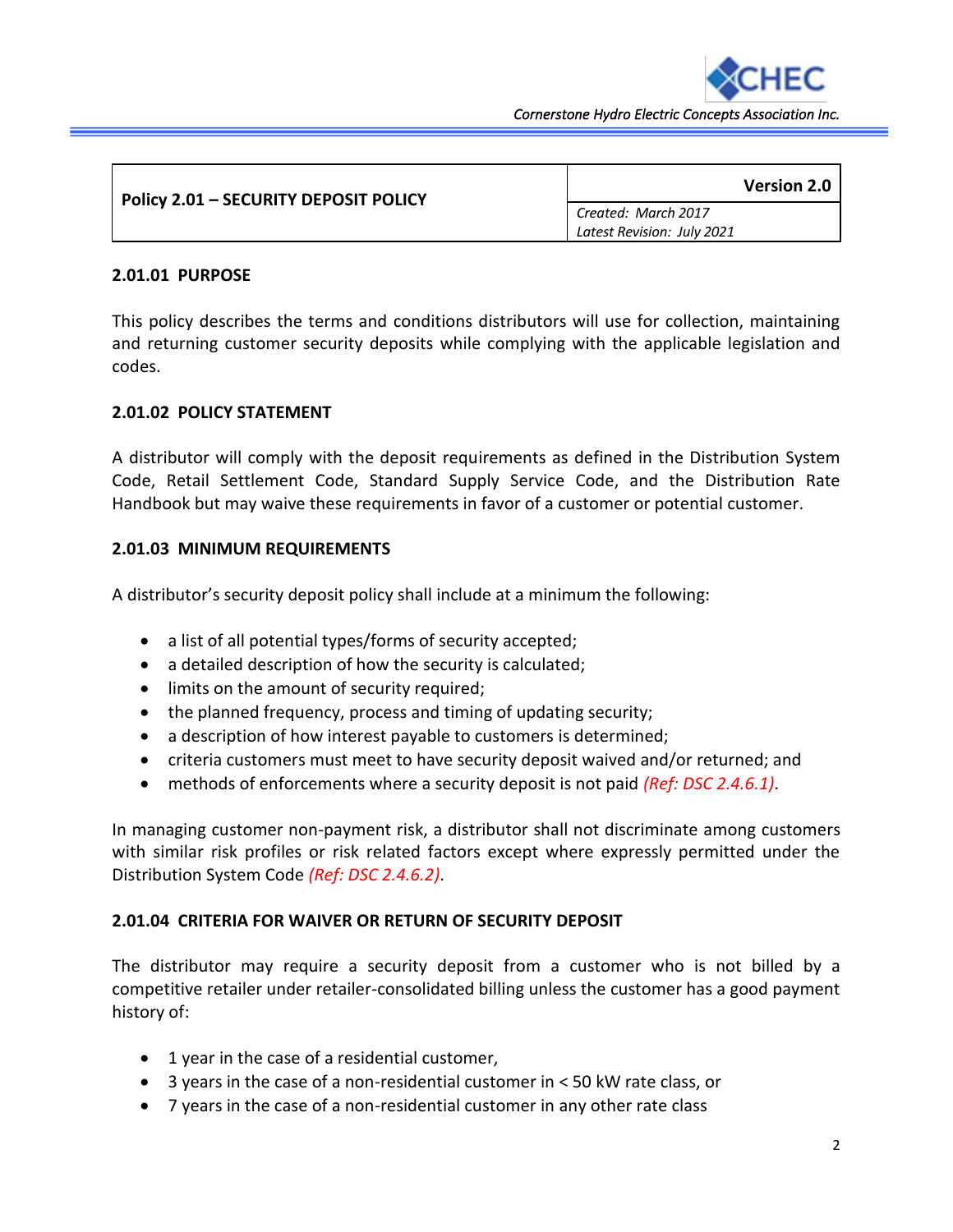| Policy 2.01 – SECURITY DEPOSIT POLICY | Version 2.0 |
| --- | --- |
| | *Created: March 2017*<br>*Latest Revision: July 2021* |

### 2.01.01 PURPOSE

This policy describes the terms and conditions distributors will use for collection, maintaining and returning customer security deposits while complying with the applicable legislation and codes.

### 2.01.02 POLICY STATEMENT

A distributor will comply with the deposit requirements as defined in the Distribution System Code, Retail Settlement Code, Standard Supply Service Code, and the Distribution Rate Handbook but may waive these requirements in favor of a customer or potential customer.

### 2.01.03 MINIMUM REQUIREMENTS

A distributor's security deposit policy shall include at a minimum the following:

- a list of all potential types/forms of security accepted;
- a detailed description of how the security is calculated;
- limits on the amount of security required;
- the planned frequency, process and timing of updating security;
- a description of how interest payable to customers is determined;
- criteria customers must meet to have security deposit waived and/or returned; and
- methods of enforcements where a security deposit is not paid *(Ref: DSC 2.4.6.1)*.

In managing customer non-payment risk, a distributor shall not discriminate among customers with similar risk profiles or risk related factors except where expressly permitted under the Distribution System Code *(Ref: DSC 2.4.6.2)*.

### 2.01.04 CRITERIA FOR WAIVER OR RETURN OF SECURITY DEPOSIT

The distributor may require a security deposit from a customer who is not billed by a competitive retailer under retailer-consolidated billing unless the customer has a good payment history of:

- 1 year in the case of a residential customer,
- 3 years in the case of a non-residential customer in < 50 kW rate class, or
- 7 years in the case of a non-residential customer in any other rate class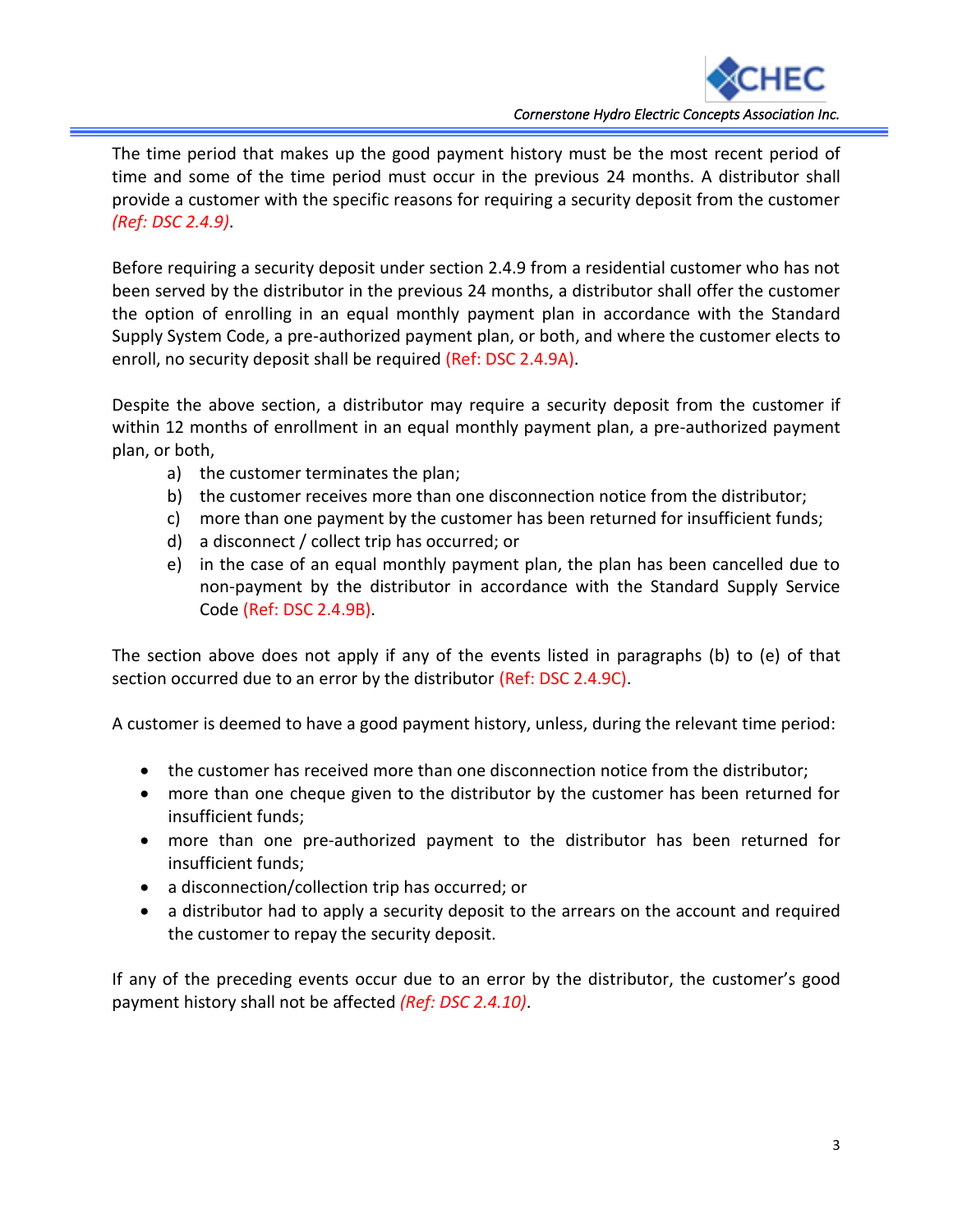The time period that makes up the good payment history must be the most recent period of time and some of the time period must occur in the previous 24 months. A distributor shall provide a customer with the specific reasons for requiring a security deposit from the customer *(Ref: DSC 2.4.9)*.

Before requiring a security deposit under section 2.4.9 from a residential customer who has not been served by the distributor in the previous 24 months, a distributor shall offer the customer the option of enrolling in an equal monthly payment plan in accordance with the Standard Supply System Code, a pre-authorized payment plan, or both, and where the customer elects to enroll, no security deposit shall be required (Ref: DSC 2.4.9A).

Despite the above section, a distributor may require a security deposit from the customer if within 12 months of enrollment in an equal monthly payment plan, a pre-authorized payment plan, or both,

a) the customer terminates the plan;
b) the customer receives more than one disconnection notice from the distributor;
c) more than one payment by the customer has been returned for insufficient funds;
d) a disconnect / collect trip has occurred; or
e) in the case of an equal monthly payment plan, the plan has been cancelled due to non-payment by the distributor in accordance with the Standard Supply Service Code (Ref: DSC 2.4.9B).

The section above does not apply if any of the events listed in paragraphs (b) to (e) of that section occurred due to an error by the distributor (Ref: DSC 2.4.9C).

A customer is deemed to have a good payment history, unless, during the relevant time period:

- the customer has received more than one disconnection notice from the distributor;
- more than one cheque given to the distributor by the customer has been returned for insufficient funds;
- more than one pre-authorized payment to the distributor has been returned for insufficient funds;
- a disconnection/collection trip has occurred; or
- a distributor had to apply a security deposit to the arrears on the account and required the customer to repay the security deposit.

If any of the preceding events occur due to an error by the distributor, the customer's good payment history shall not be affected *(Ref: DSC 2.4.10)*.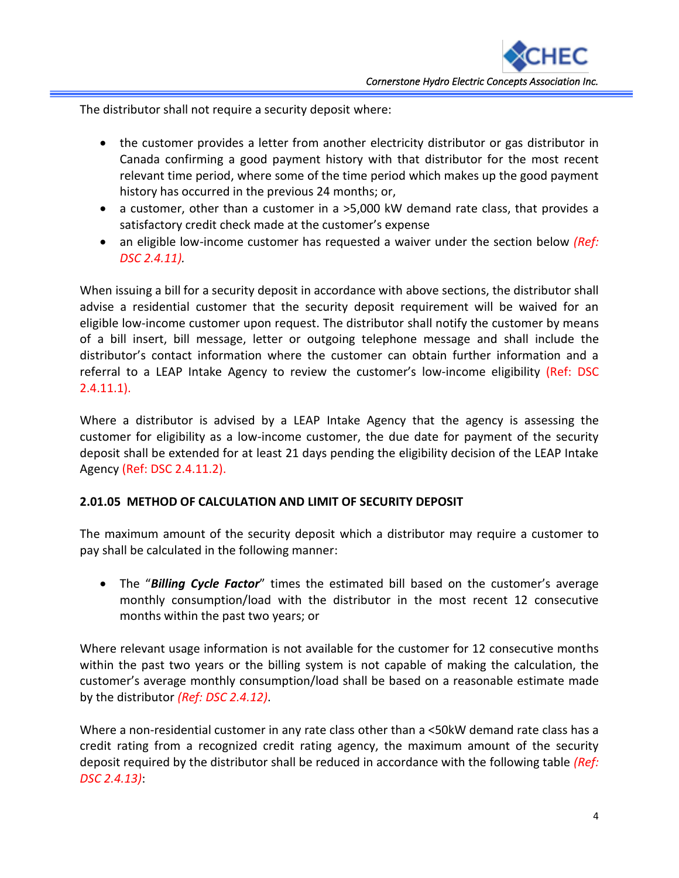The distributor shall not require a security deposit where:

- the customer provides a letter from another electricity distributor or gas distributor in Canada confirming a good payment history with that distributor for the most recent relevant time period, where some of the time period which makes up the good payment history has occurred in the previous 24 months; or,
- a customer, other than a customer in a >5,000 kW demand rate class, that provides a satisfactory credit check made at the customer's expense
- an eligible low-income customer has requested a waiver under the section below *(Ref: DSC 2.4.11).*

When issuing a bill for a security deposit in accordance with above sections, the distributor shall advise a residential customer that the security deposit requirement will be waived for an eligible low-income customer upon request. The distributor shall notify the customer by means of a bill insert, bill message, letter or outgoing telephone message and shall include the distributor's contact information where the customer can obtain further information and a referral to a LEAP Intake Agency to review the customer's low-income eligibility (Ref: DSC 2.4.11.1).

Where a distributor is advised by a LEAP Intake Agency that the agency is assessing the customer for eligibility as a low-income customer, the due date for payment of the security deposit shall be extended for at least 21 days pending the eligibility decision of the LEAP Intake Agency (Ref: DSC 2.4.11.2).

**2.01.05 METHOD OF CALCULATION AND LIMIT OF SECURITY DEPOSIT**

The maximum amount of the security deposit which a distributor may require a customer to pay shall be calculated in the following manner:

- The "***Billing Cycle Factor***" times the estimated bill based on the customer's average monthly consumption/load with the distributor in the most recent 12 consecutive months within the past two years; or

Where relevant usage information is not available for the customer for 12 consecutive months within the past two years or the billing system is not capable of making the calculation, the customer's average monthly consumption/load shall be based on a reasonable estimate made by the distributor *(Ref: DSC 2.4.12)*.

Where a non-residential customer in any rate class other than a <50kW demand rate class has a credit rating from a recognized credit rating agency, the maximum amount of the security deposit required by the distributor shall be reduced in accordance with the following table *(Ref: DSC 2.4.13)*: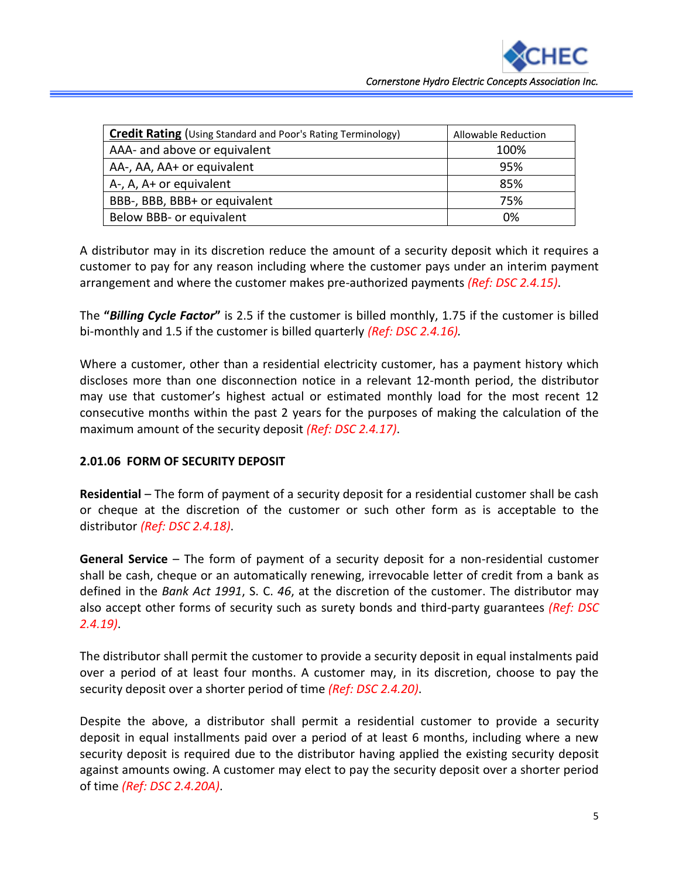| **Credit Rating** (Using Standard and Poor's Rating Terminology) | Allowable Reduction |
|---|---|
| AAA- and above or equivalent | 100% |
| AA-, AA, AA+ or equivalent | 95% |
| A-, A, A+ or equivalent | 85% |
| BBB-, BBB, BBB+ or equivalent | 75% |
| Below BBB- or equivalent | 0% |

A distributor may in its discretion reduce the amount of a security deposit which it requires a customer to pay for any reason including where the customer pays under an interim payment arrangement and where the customer makes pre-authorized payments *(Ref: DSC 2.4.15)*.

The **"*Billing Cycle Factor*"** is 2.5 if the customer is billed monthly, 1.75 if the customer is billed bi-monthly and 1.5 if the customer is billed quarterly *(Ref: DSC 2.4.16)*.

Where a customer, other than a residential electricity customer, has a payment history which discloses more than one disconnection notice in a relevant 12-month period, the distributor may use that customer's highest actual or estimated monthly load for the most recent 12 consecutive months within the past 2 years for the purposes of making the calculation of the maximum amount of the security deposit *(Ref: DSC 2.4.17)*.

### 2.01.06 FORM OF SECURITY DEPOSIT

**Residential** – The form of payment of a security deposit for a residential customer shall be cash or cheque at the discretion of the customer or such other form as is acceptable to the distributor *(Ref: DSC 2.4.18)*.

**General Service** – The form of payment of a security deposit for a non-residential customer shall be cash, cheque or an automatically renewing, irrevocable letter of credit from a bank as defined in the *Bank Act 1991*, S. C. *46*, at the discretion of the customer. The distributor may also accept other forms of security such as surety bonds and third-party guarantees *(Ref: DSC 2.4.19)*.

The distributor shall permit the customer to provide a security deposit in equal instalments paid over a period of at least four months. A customer may, in its discretion, choose to pay the security deposit over a shorter period of time *(Ref: DSC 2.4.20)*.

Despite the above, a distributor shall permit a residential customer to provide a security deposit in equal installments paid over a period of at least 6 months, including where a new security deposit is required due to the distributor having applied the existing security deposit against amounts owing. A customer may elect to pay the security deposit over a shorter period of time *(Ref: DSC 2.4.20A)*.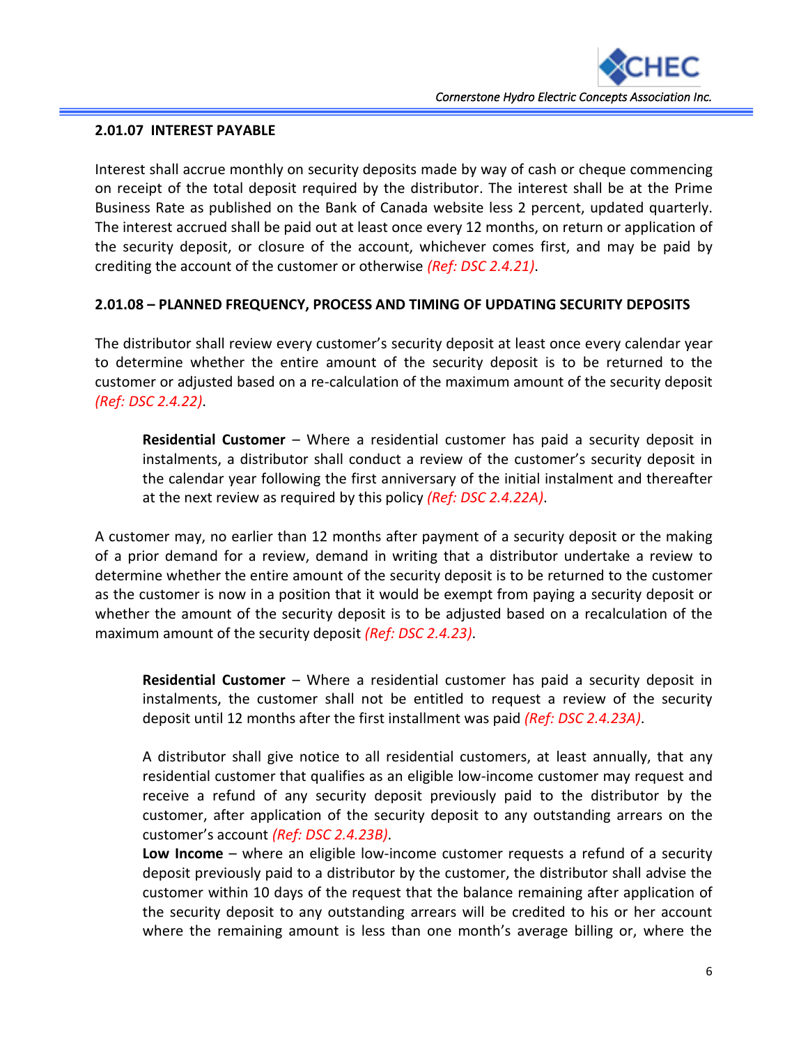### 2.01.07 INTEREST PAYABLE

Interest shall accrue monthly on security deposits made by way of cash or cheque commencing on receipt of the total deposit required by the distributor. The interest shall be at the Prime Business Rate as published on the Bank of Canada website less 2 percent, updated quarterly. The interest accrued shall be paid out at least once every 12 months, on return or application of the security deposit, or closure of the account, whichever comes first, and may be paid by crediting the account of the customer or otherwise *(Ref: DSC 2.4.21)*.

### 2.01.08 – PLANNED FREQUENCY, PROCESS AND TIMING OF UPDATING SECURITY DEPOSITS

The distributor shall review every customer's security deposit at least once every calendar year to determine whether the entire amount of the security deposit is to be returned to the customer or adjusted based on a re-calculation of the maximum amount of the security deposit *(Ref: DSC 2.4.22)*.

> **Residential Customer** – Where a residential customer has paid a security deposit in instalments, a distributor shall conduct a review of the customer's security deposit in the calendar year following the first anniversary of the initial instalment and thereafter at the next review as required by this policy *(Ref: DSC 2.4.22A)*.

A customer may, no earlier than 12 months after payment of a security deposit or the making of a prior demand for a review, demand in writing that a distributor undertake a review to determine whether the entire amount of the security deposit is to be returned to the customer as the customer is now in a position that it would be exempt from paying a security deposit or whether the amount of the security deposit is to be adjusted based on a recalculation of the maximum amount of the security deposit *(Ref: DSC 2.4.23)*.

> **Residential Customer** – Where a residential customer has paid a security deposit in instalments, the customer shall not be entitled to request a review of the security deposit until 12 months after the first installment was paid *(Ref: DSC 2.4.23A)*.
>
> A distributor shall give notice to all residential customers, at least annually, that any residential customer that qualifies as an eligible low-income customer may request and receive a refund of any security deposit previously paid to the distributor by the customer, after application of the security deposit to any outstanding arrears on the customer's account *(Ref: DSC 2.4.23B)*.
>
> **Low Income** – where an eligible low-income customer requests a refund of a security deposit previously paid to a distributor by the customer, the distributor shall advise the customer within 10 days of the request that the balance remaining after application of the security deposit to any outstanding arrears will be credited to his or her account where the remaining amount is less than one month's average billing or, where the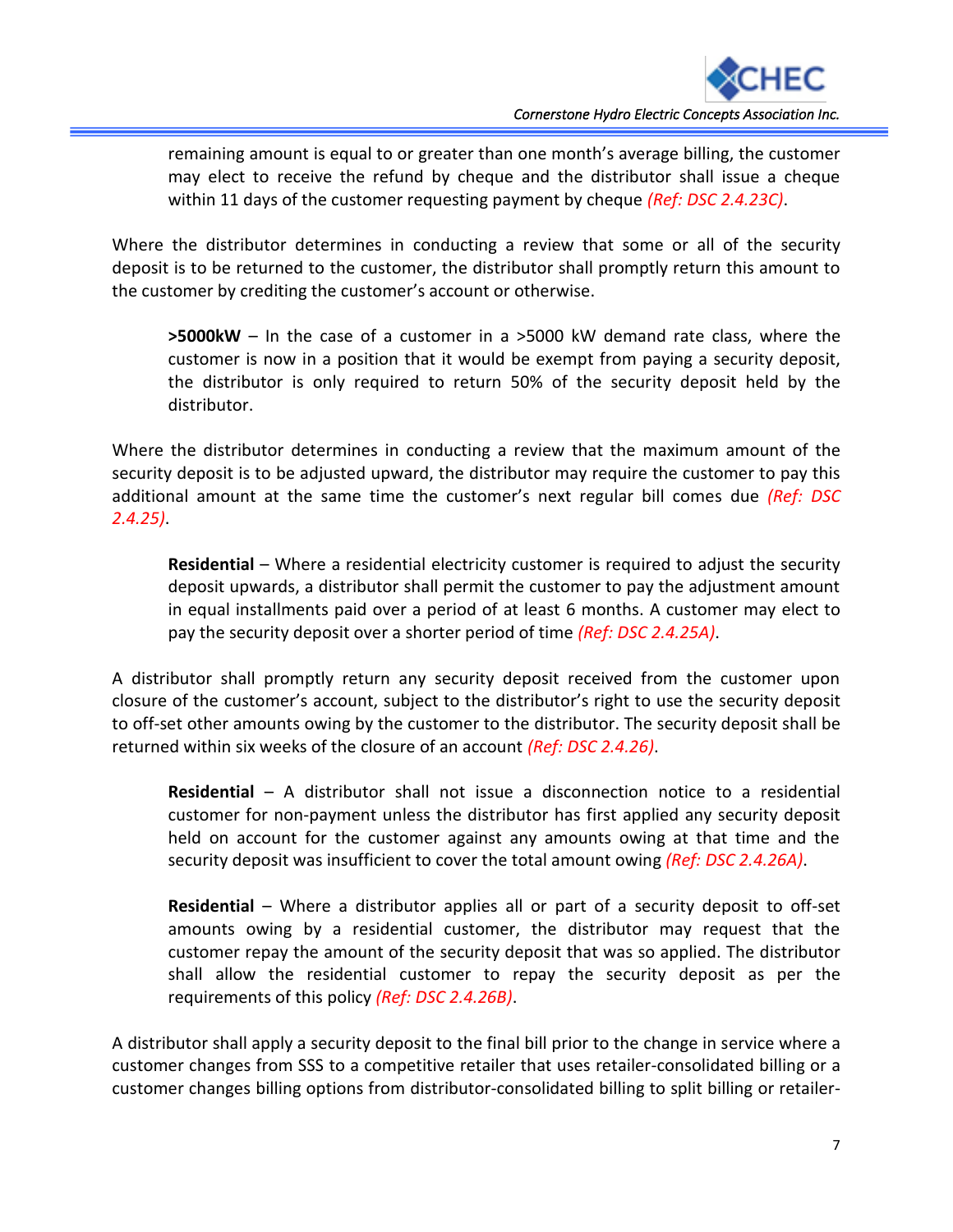remaining amount is equal to or greater than one month's average billing, the customer may elect to receive the refund by cheque and the distributor shall issue a cheque within 11 days of the customer requesting payment by cheque *(Ref: DSC 2.4.23C)*.

Where the distributor determines in conducting a review that some or all of the security deposit is to be returned to the customer, the distributor shall promptly return this amount to the customer by crediting the customer's account or otherwise.

> **>5000kW** – In the case of a customer in a >5000 kW demand rate class, where the customer is now in a position that it would be exempt from paying a security deposit, the distributor is only required to return 50% of the security deposit held by the distributor.

Where the distributor determines in conducting a review that the maximum amount of the security deposit is to be adjusted upward, the distributor may require the customer to pay this additional amount at the same time the customer's next regular bill comes due *(Ref: DSC 2.4.25)*.

> **Residential** – Where a residential electricity customer is required to adjust the security deposit upwards, a distributor shall permit the customer to pay the adjustment amount in equal installments paid over a period of at least 6 months. A customer may elect to pay the security deposit over a shorter period of time *(Ref: DSC 2.4.25A)*.

A distributor shall promptly return any security deposit received from the customer upon closure of the customer's account, subject to the distributor's right to use the security deposit to off-set other amounts owing by the customer to the distributor. The security deposit shall be returned within six weeks of the closure of an account *(Ref: DSC 2.4.26)*.

> **Residential** – A distributor shall not issue a disconnection notice to a residential customer for non-payment unless the distributor has first applied any security deposit held on account for the customer against any amounts owing at that time and the security deposit was insufficient to cover the total amount owing *(Ref: DSC 2.4.26A)*.

> **Residential** – Where a distributor applies all or part of a security deposit to off-set amounts owing by a residential customer, the distributor may request that the customer repay the amount of the security deposit that was so applied. The distributor shall allow the residential customer to repay the security deposit as per the requirements of this policy *(Ref: DSC 2.4.26B)*.

A distributor shall apply a security deposit to the final bill prior to the change in service where a customer changes from SSS to a competitive retailer that uses retailer-consolidated billing or a customer changes billing options from distributor-consolidated billing to split billing or retailer-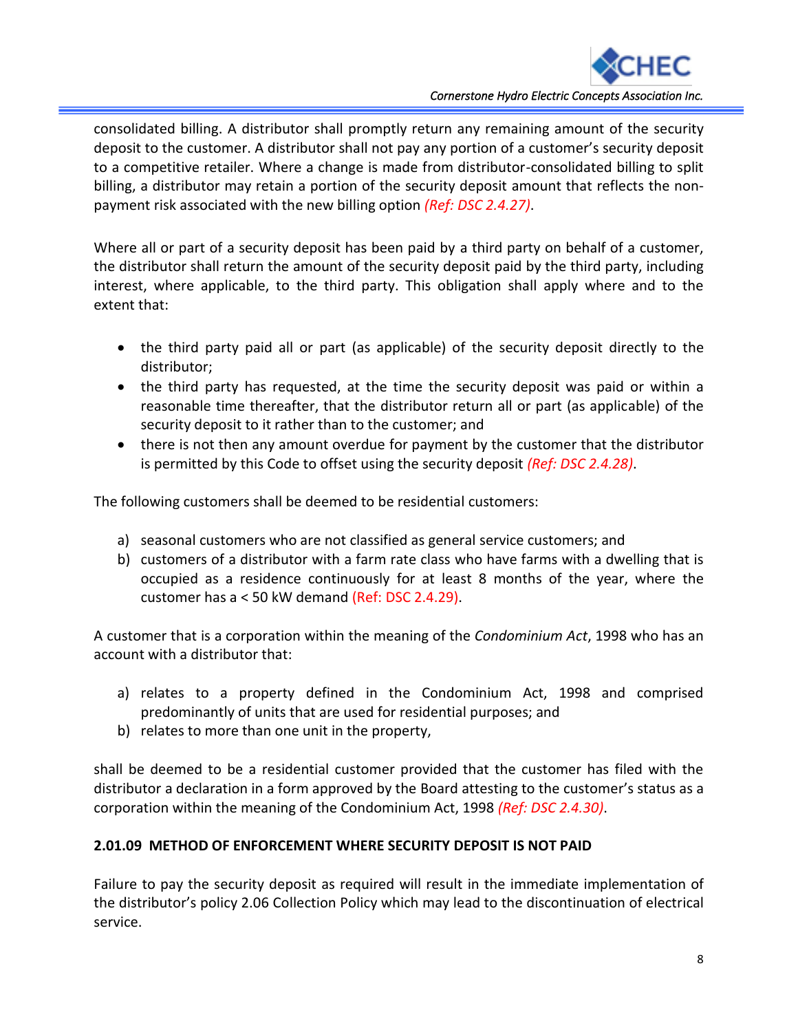consolidated billing. A distributor shall promptly return any remaining amount of the security deposit to the customer. A distributor shall not pay any portion of a customer's security deposit to a competitive retailer. Where a change is made from distributor-consolidated billing to split billing, a distributor may retain a portion of the security deposit amount that reflects the non-payment risk associated with the new billing option *(Ref: DSC 2.4.27)*.

Where all or part of a security deposit has been paid by a third party on behalf of a customer, the distributor shall return the amount of the security deposit paid by the third party, including interest, where applicable, to the third party. This obligation shall apply where and to the extent that:

- the third party paid all or part (as applicable) of the security deposit directly to the distributor;
- the third party has requested, at the time the security deposit was paid or within a reasonable time thereafter, that the distributor return all or part (as applicable) of the security deposit to it rather than to the customer; and
- there is not then any amount overdue for payment by the customer that the distributor is permitted by this Code to offset using the security deposit *(Ref: DSC 2.4.28)*.

The following customers shall be deemed to be residential customers:

a) seasonal customers who are not classified as general service customers; and
b) customers of a distributor with a farm rate class who have farms with a dwelling that is occupied as a residence continuously for at least 8 months of the year, where the customer has a < 50 kW demand (Ref: DSC 2.4.29).

A customer that is a corporation within the meaning of the *Condominium Act*, 1998 who has an account with a distributor that:

a) relates to a property defined in the Condominium Act, 1998 and comprised predominantly of units that are used for residential purposes; and
b) relates to more than one unit in the property,

shall be deemed to be a residential customer provided that the customer has filed with the distributor a declaration in a form approved by the Board attesting to the customer's status as a corporation within the meaning of the Condominium Act, 1998 *(Ref: DSC 2.4.30)*.

**2.01.09 METHOD OF ENFORCEMENT WHERE SECURITY DEPOSIT IS NOT PAID**

Failure to pay the security deposit as required will result in the immediate implementation of the distributor's policy 2.06 Collection Policy which may lead to the discontinuation of electrical service.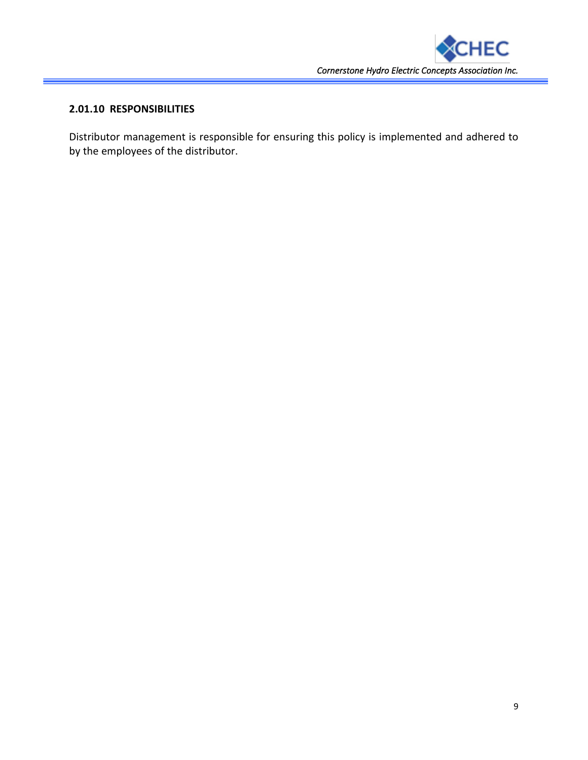### 2.01.10 RESPONSIBILITIES

Distributor management is responsible for ensuring this policy is implemented and adhered to by the employees of the distributor.